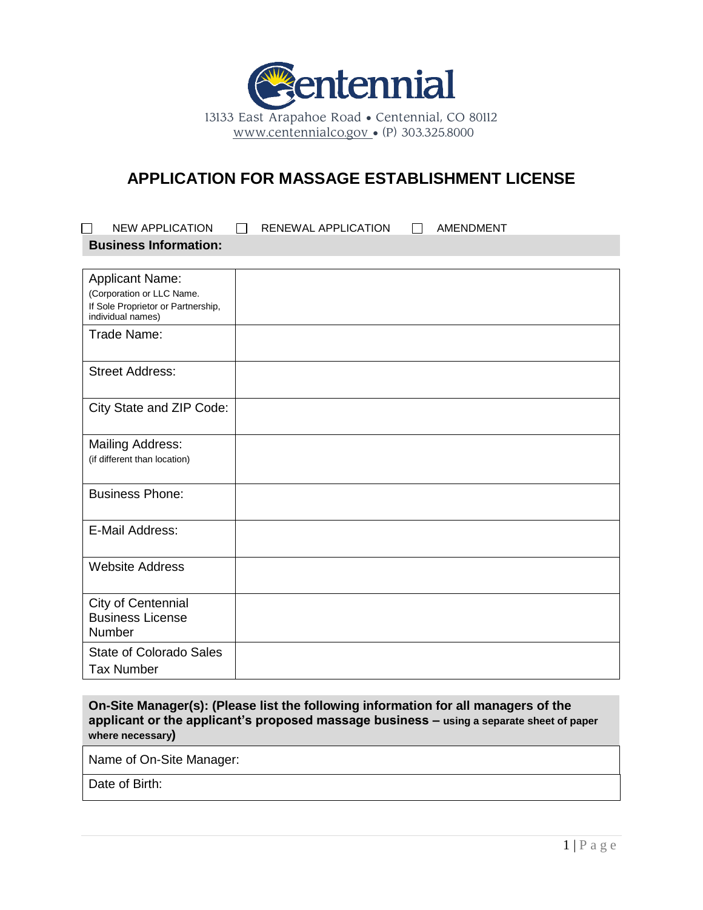Centennial

13133 East Arapahoe Road • Centennial, CO 80112
www.centennialco.gov • (P) 303.325.8000

# APPLICATION FOR MASSAGE ESTABLISHMENT LICENSE

☐ NEW APPLICATION ☐ RENEWAL APPLICATION ☐ AMENDMENT

**Business Information:**

| | |
|---|---|
| Applicant Name: (Corporation or LLC Name. If Sole Proprietor or Partnership, individual names) | |
| Trade Name: | |
| Street Address: | |
| City State and ZIP Code: | |
| Mailing Address: (if different than location) | |
| Business Phone: | |
| E-Mail Address: | |
| Website Address | |
| City of Centennial Business License Number | |
| State of Colorado Sales Tax Number | |

**On-Site Manager(s): (Please list the following information for all managers of the applicant or the applicant's proposed massage business – using a separate sheet of paper where necessary)**

| |
|---|
| Name of On-Site Manager: |
| Date of Birth: |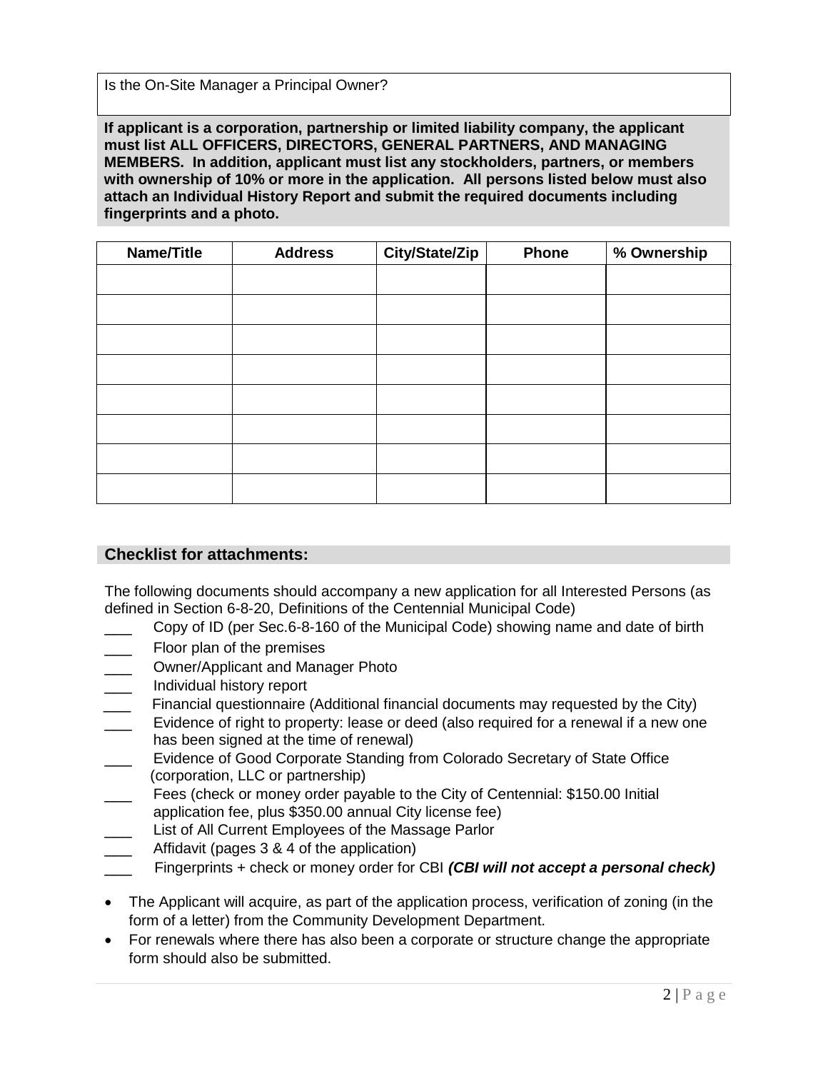Is the On-Site Manager a Principal Owner?

**If applicant is a corporation, partnership or limited liability company, the applicant must list ALL OFFICERS, DIRECTORS, GENERAL PARTNERS, AND MANAGING MEMBERS. In addition, applicant must list any stockholders, partners, or members with ownership of 10% or more in the application. All persons listed below must also attach an Individual History Report and submit the required documents including fingerprints and a photo.**

| Name/Title | Address | City/State/Zip | Phone | % Ownership |
| --- | --- | --- | --- | --- |
| | | | | |
| | | | | |
| | | | | |
| | | | | |
| | | | | |
| | | | | |
| | | | | |
| | | | | |

## Checklist for attachments:

The following documents should accompany a new application for all Interested Persons (as defined in Section 6-8-20, Definitions of the Centennial Municipal Code)

___ Copy of ID (per Sec.6-8-160 of the Municipal Code) showing name and date of birth
___ Floor plan of the premises
___ Owner/Applicant and Manager Photo
___ Individual history report
___ Financial questionnaire (Additional financial documents may requested by the City)
___ Evidence of right to property: lease or deed (also required for a renewal if a new one has been signed at the time of renewal)
___ Evidence of Good Corporate Standing from Colorado Secretary of State Office (corporation, LLC or partnership)
___ Fees (check or money order payable to the City of Centennial: $150.00 Initial application fee, plus $350.00 annual City license fee)
___ List of All Current Employees of the Massage Parlor
___ Affidavit (pages 3 & 4 of the application)
___ Fingerprints + check or money order for CBI ***(CBI will not accept a personal check)***

- The Applicant will acquire, as part of the application process, verification of zoning (in the form of a letter) from the Community Development Department.
- For renewals where there has also been a corporate or structure change the appropriate form should also be submitted.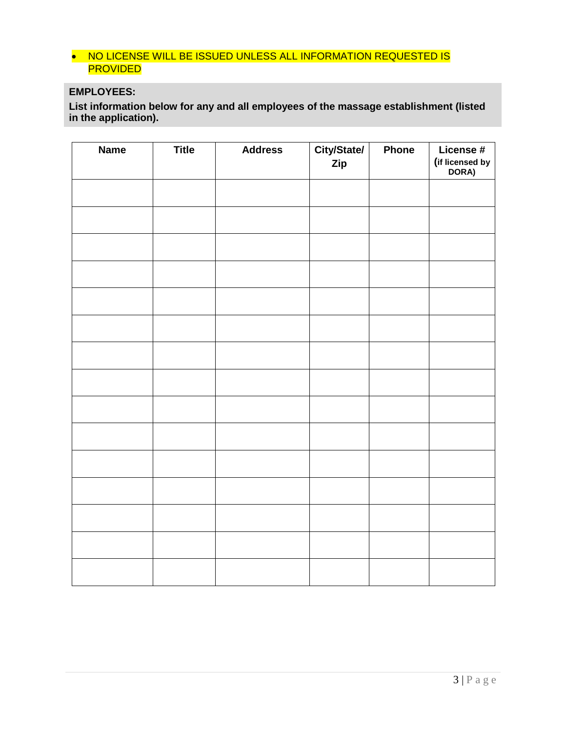- NO LICENSE WILL BE ISSUED UNLESS ALL INFORMATION REQUESTED IS PROVIDED

**EMPLOYEES:**

**List information below for any and all employees of the massage establishment (listed in the application).**

| Name | Title | Address | City/State/ Zip | Phone | License # (if licensed by DORA) |
|---|---|---|---|---|---|
| | | | | | |
| | | | | | |
| | | | | | |
| | | | | | |
| | | | | | |
| | | | | | |
| | | | | | |
| | | | | | |
| | | | | | |
| | | | | | |
| | | | | | |
| | | | | | |
| | | | | | |
| | | | | | |
| | | | | | |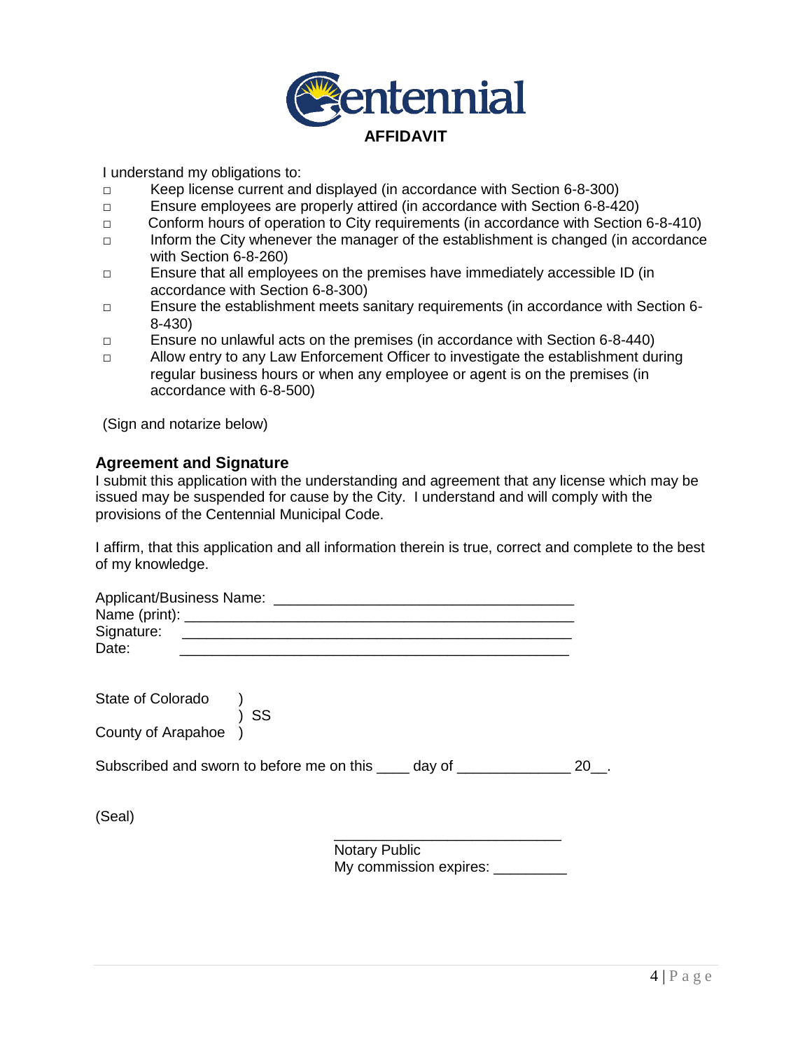# AFFIDAVIT

I understand my obligations to:

- ☐ Keep license current and displayed (in accordance with Section 6-8-300)
- ☐ Ensure employees are properly attired (in accordance with Section 6-8-420)
- ☐ Conform hours of operation to City requirements (in accordance with Section 6-8-410)
- ☐ Inform the City whenever the manager of the establishment is changed (in accordance with Section 6-8-260)
- ☐ Ensure that all employees on the premises have immediately accessible ID (in accordance with Section 6-8-300)
- ☐ Ensure the establishment meets sanitary requirements (in accordance with Section 6-8-430)
- ☐ Ensure no unlawful acts on the premises (in accordance with Section 6-8-440)
- ☐ Allow entry to any Law Enforcement Officer to investigate the establishment during regular business hours or when any employee or agent is on the premises (in accordance with 6-8-500)

(Sign and notarize below)

## Agreement and Signature

I submit this application with the understanding and agreement that any license which may be issued may be suspended for cause by the City. I understand and will comply with the provisions of the Centennial Municipal Code.

I affirm, that this application and all information therein is true, correct and complete to the best of my knowledge.

Applicant/Business Name: ____________________________________
Name (print): ______________________________________________
Signature: ______________________________________________
Date: ______________________________________________

State of Colorado )
) SS
County of Arapahoe )

Subscribed and sworn to before me on this ____ day of ______________ 20__.

(Seal)

____________________________
Notary Public
My commission expires: _________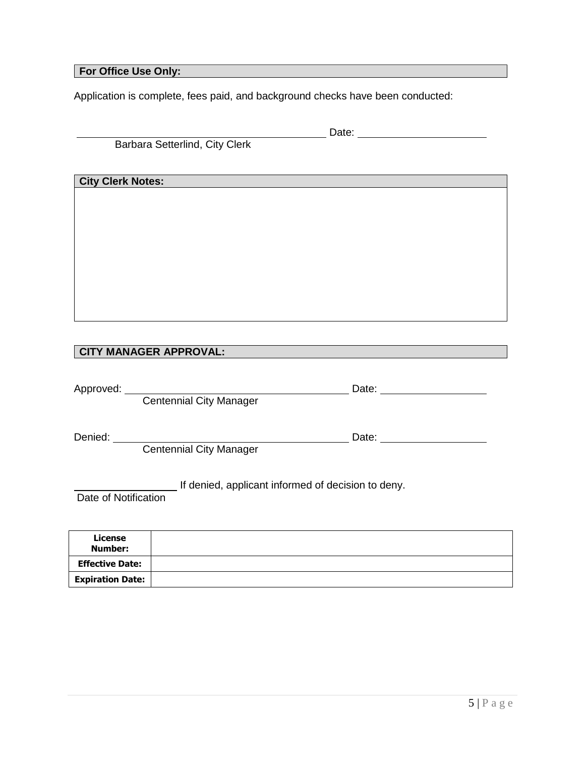**For Office Use Only:**

Application is complete, fees paid, and background checks have been conducted:

\_\_\_\_\_\_\_\_\_\_\_\_\_\_\_\_\_\_\_\_\_\_\_\_\_\_\_\_\_\_\_\_\_\_\_\_\_\_\_\_ Date: \_\_\_\_\_\_\_\_\_\_\_\_\_\_\_\_\_\_\_\_
Barbara Setterlind, City Clerk

**City Clerk Notes:**

**CITY MANAGER APPROVAL:**

Approved: \_\_\_\_\_\_\_\_\_\_\_\_\_\_\_\_\_\_\_\_\_\_\_\_\_\_\_\_\_\_\_\_\_\_\_\_ Date: \_\_\_\_\_\_\_\_\_\_\_\_\_\_\_\_
Centennial City Manager

Denied: \_\_\_\_\_\_\_\_\_\_\_\_\_\_\_\_\_\_\_\_\_\_\_\_\_\_\_\_\_\_\_\_\_\_\_\_ Date: \_\_\_\_\_\_\_\_\_\_\_\_\_\_\_\_
Centennial City Manager

\_\_\_\_\_\_\_\_\_\_\_\_\_\_\_\_ If denied, applicant informed of decision to deny.
Date of Notification

| | |
|---|---|
| **License Number:** | |
| **Effective Date:** | |
| **Expiration Date:** | |